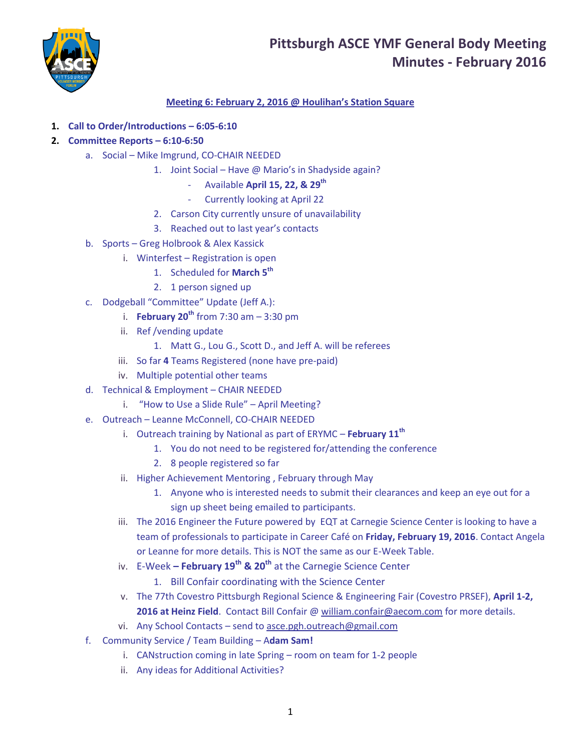# Pittsburgh ASCE YMF General Body Meeting
# Minutes - February 2016

**Meeting 6: February 2, 2016 @ Houlihan's Station Square**

1. **Call to Order/Introductions – 6:05-6:10**
2. **Committee Reports – 6:10-6:50**
   a. Social – Mike Imgrund, CO-CHAIR NEEDED
      1. Joint Social – Have @ Mario's in Shadyside again?
         - Available **April 15, 22, & 29th**
         - Currently looking at April 22
      2. Carson City currently unsure of unavailability
      3. Reached out to last year's contacts

   b. Sports – Greg Holbrook & Alex Kassick
      i. Winterfest – Registration is open
         1. Scheduled for **March 5th**
         2. 1 person signed up

   c. Dodgeball "Committee" Update (Jeff A.):
      i. **February 20th** from 7:30 am – 3:30 pm
      ii. Ref /vending update
         1. Matt G., Lou G., Scott D., and Jeff A. will be referees
      iii. So far **4** Teams Registered (none have pre-paid)
      iv. Multiple potential other teams

   d. Technical & Employment – CHAIR NEEDED
      i. "How to Use a Slide Rule" – April Meeting?

   e. Outreach – Leanne McConnell, CO-CHAIR NEEDED
      i. Outreach training by National as part of ERYMC – **February 11th**
         1. You do not need to be registered for/attending the conference
         2. 8 people registered so far
      ii. Higher Achievement Mentoring , February through May
         1. Anyone who is interested needs to submit their clearances and keep an eye out for a sign up sheet being emailed to participants.
      iii. The 2016 Engineer the Future powered by EQT at Carnegie Science Center is looking to have a team of professionals to participate in Career Café on **Friday, February 19, 2016**. Contact Angela or Leanne for more details. This is NOT the same as our E-Week Table.
      iv. E-Week **– February 19th & 20th** at the Carnegie Science Center
         1. Bill Confair coordinating with the Science Center
      v. The 77th Covestro Pittsburgh Regional Science & Engineering Fair (Covestro PRSEF), **April 1-2, 2016 at Heinz Field**. Contact Bill Confair @ william.confair@aecom.com for more details.
      vi. Any School Contacts – send to asce.pgh.outreach@gmail.com

   f. Community Service / Team Building – A**dam Sam!**
      i. CANstruction coming in late Spring – room on team for 1-2 people
      ii. Any ideas for Additional Activities?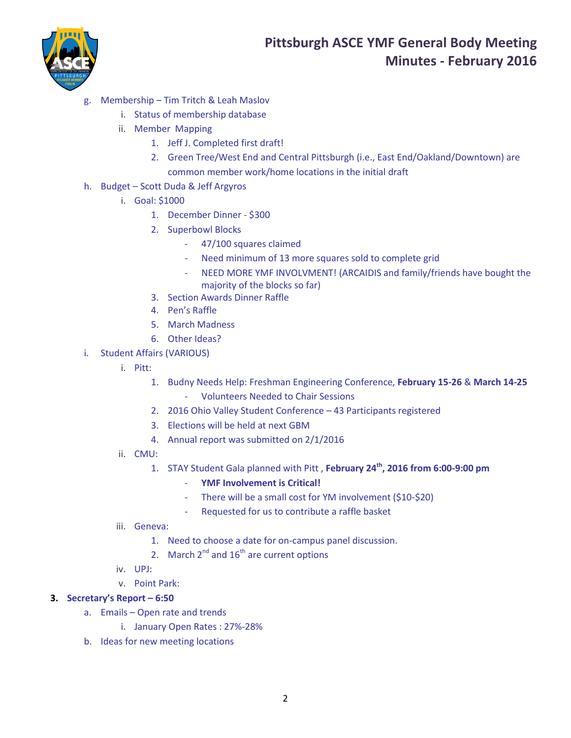g. Membership – Tim Tritch & Leah Maslov
   i. Status of membership database
   ii. Member Mapping
      1. Jeff J. Completed first draft!
      2. Green Tree/West End and Central Pittsburgh (i.e., East End/Oakland/Downtown) are common member work/home locations in the initial draft

h. Budget – Scott Duda & Jeff Argyros
   i. Goal: $1000
      1. December Dinner - $300
      2. Superbowl Blocks
         - 47/100 squares claimed
         - Need minimum of 13 more squares sold to complete grid
         - NEED MORE YMF INVOLVMENT! (ARCAIDIS and family/friends have bought the majority of the blocks so far)
      3. Section Awards Dinner Raffle
      4. Pen's Raffle
      5. March Madness
      6. Other Ideas?

i. Student Affairs (VARIOUS)
   i. Pitt:
      1. Budny Needs Help: Freshman Engineering Conference, **February 15-26** & **March 14-25**
         - Volunteers Needed to Chair Sessions
      2. 2016 Ohio Valley Student Conference – 43 Participants registered
      3. Elections will be held at next GBM
      4. Annual report was submitted on 2/1/2016
   ii. CMU:
      1. STAY Student Gala planned with Pitt , **February 24th, 2016 from 6:00-9:00 pm**
         - **YMF Involvement is Critical!**
         - There will be a small cost for YM involvement ($10-$20)
         - Requested for us to contribute a raffle basket
   iii. Geneva:
      1. Need to choose a date for on-campus panel discussion.
      2. March 2nd and 16th are current options
   iv. UPJ:
   v. Point Park:

**3. Secretary's Report – 6:50**

a. Emails – Open rate and trends
   i. January Open Rates : 27%-28%

b. Ideas for new meeting locations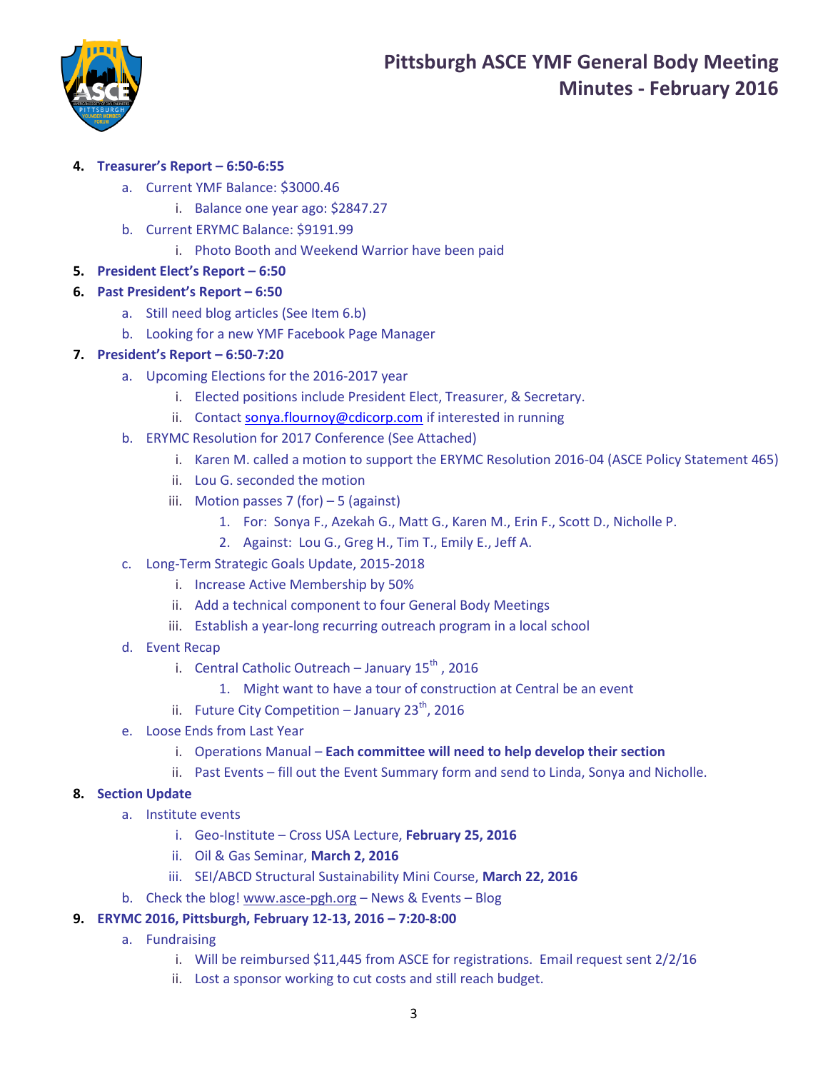# Pittsburgh ASCE YMF General Body Meeting Minutes - February 2016

4. **Treasurer's Report – 6:50-6:55**
    a. Current YMF Balance: $3000.46
        i. Balance one year ago: $2847.27
    b. Current ERYMC Balance: $9191.99
        i. Photo Booth and Weekend Warrior have been paid
5. **President Elect's Report – 6:50**
6. **Past President's Report – 6:50**
    a. Still need blog articles (See Item 6.b)
    b. Looking for a new YMF Facebook Page Manager
7. **President's Report – 6:50-7:20**
    a. Upcoming Elections for the 2016-2017 year
        i. Elected positions include President Elect, Treasurer, & Secretary.
        ii. Contact sonya.flournoy@cdicorp.com if interested in running
    b. ERYMC Resolution for 2017 Conference (See Attached)
        i. Karen M. called a motion to support the ERYMC Resolution 2016-04 (ASCE Policy Statement 465)
        ii. Lou G. seconded the motion
        iii. Motion passes 7 (for) – 5 (against)
            1. For: Sonya F., Azekah G., Matt G., Karen M., Erin F., Scott D., Nicholle P.
            2. Against: Lou G., Greg H., Tim T., Emily E., Jeff A.
    c. Long-Term Strategic Goals Update, 2015-2018
        i. Increase Active Membership by 50%
        ii. Add a technical component to four General Body Meetings
        iii. Establish a year-long recurring outreach program in a local school
    d. Event Recap
        i. Central Catholic Outreach – January 15th, 2016
            1. Might want to have a tour of construction at Central be an event
        ii. Future City Competition – January 23rd, 2016
    e. Loose Ends from Last Year
        i. Operations Manual – **Each committee will need to help develop their section**
        ii. Past Events – fill out the Event Summary form and send to Linda, Sonya and Nicholle.
8. **Section Update**
    a. Institute events
        i. Geo-Institute – Cross USA Lecture, **February 25, 2016**
        ii. Oil & Gas Seminar, **March 2, 2016**
        iii. SEI/ABCD Structural Sustainability Mini Course, **March 22, 2016**
    b. Check the blog! www.asce-pgh.org – News & Events – Blog
9. **ERYMC 2016, Pittsburgh, February 12-13, 2016 – 7:20-8:00**
    a. Fundraising
        i. Will be reimbursed $11,445 from ASCE for registrations. Email request sent 2/2/16
        ii. Lost a sponsor working to cut costs and still reach budget.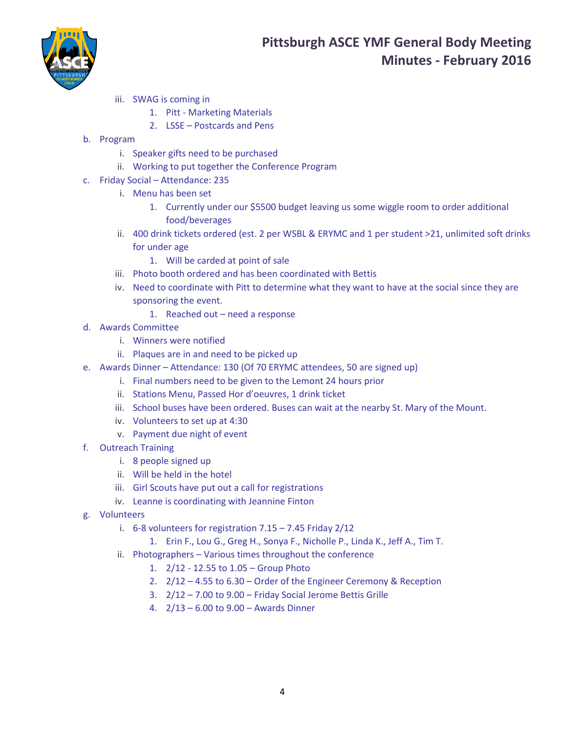iii. SWAG is coming in
   1. Pitt - Marketing Materials
   2. LSSE – Postcards and Pens

b. Program
   i. Speaker gifts need to be purchased
   ii. Working to put together the Conference Program

c. Friday Social – Attendance: 235
   i. Menu has been set
      1. Currently under our $5500 budget leaving us some wiggle room to order additional food/beverages
   ii. 400 drink tickets ordered (est. 2 per WSBL & ERYMC and 1 per student >21, unlimited soft drinks for under age
      1. Will be carded at point of sale
   iii. Photo booth ordered and has been coordinated with Bettis
   iv. Need to coordinate with Pitt to determine what they want to have at the social since they are sponsoring the event.
      1. Reached out – need a response

d. Awards Committee
   i. Winners were notified
   ii. Plaques are in and need to be picked up

e. Awards Dinner – Attendance: 130 (Of 70 ERYMC attendees, 50 are signed up)
   i. Final numbers need to be given to the Lemont 24 hours prior
   ii. Stations Menu, Passed Hor d'oeuvres, 1 drink ticket
   iii. School buses have been ordered. Buses can wait at the nearby St. Mary of the Mount.
   iv. Volunteers to set up at 4:30
   v. Payment due night of event

f. Outreach Training
   i. 8 people signed up
   ii. Will be held in the hotel
   iii. Girl Scouts have put out a call for registrations
   iv. Leanne is coordinating with Jeannine Finton

g. Volunteers
   i. 6-8 volunteers for registration 7.15 – 7.45 Friday 2/12
      1. Erin F., Lou G., Greg H., Sonya F., Nicholle P., Linda K., Jeff A., Tim T.
   ii. Photographers – Various times throughout the conference
      1. 2/12 - 12.55 to 1.05 – Group Photo
      2. 2/12 – 4.55 to 6.30 – Order of the Engineer Ceremony & Reception
      3. 2/12 – 7.00 to 9.00 – Friday Social Jerome Bettis Grille
      4. 2/13 – 6.00 to 9.00 – Awards Dinner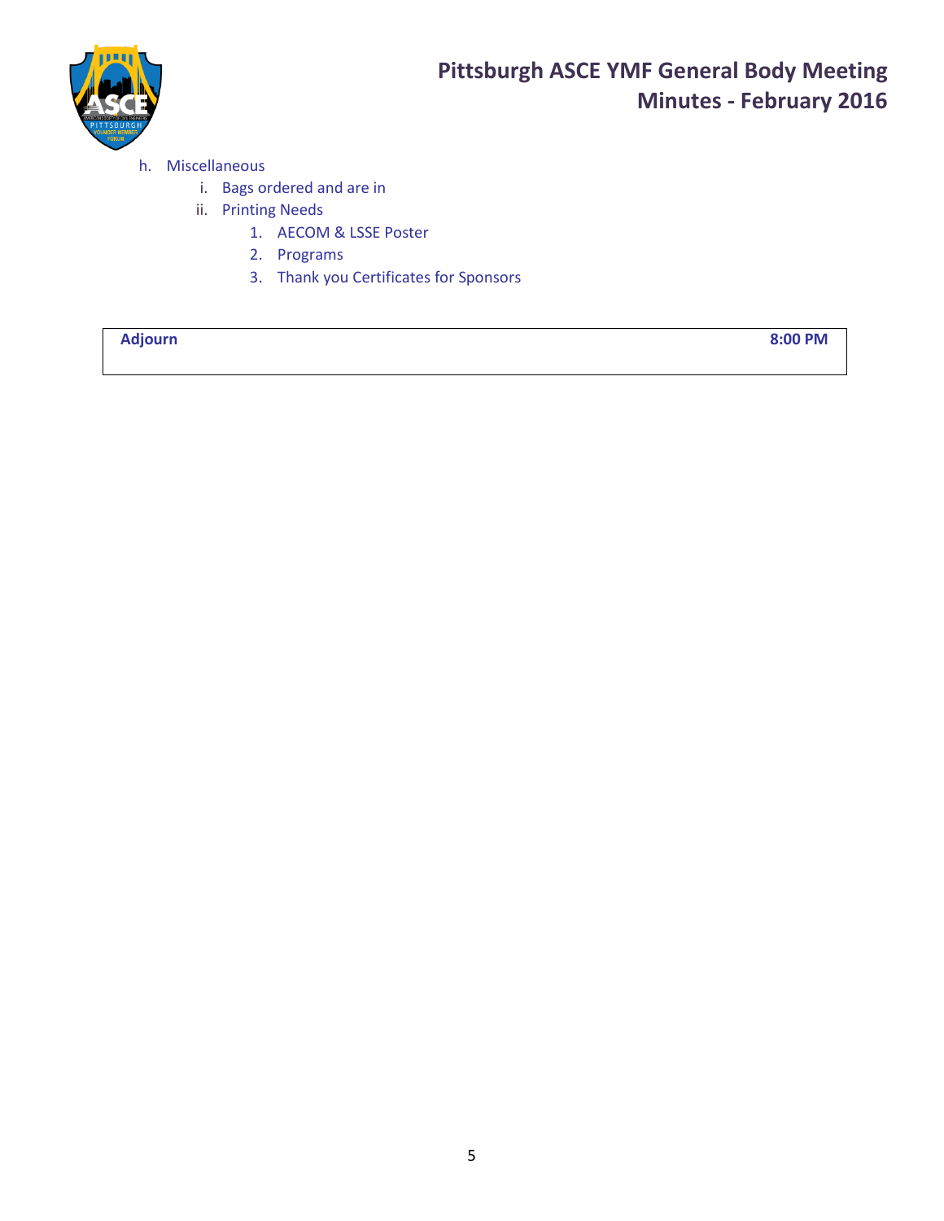h. Miscellaneous
    i. Bags ordered and are in
    ii. Printing Needs
        1. AECOM & LSSE Poster
        2. Programs
        3. Thank you Certificates for Sponsors

| | |
|---|---|
| **Adjourn** | **8:00 PM** |